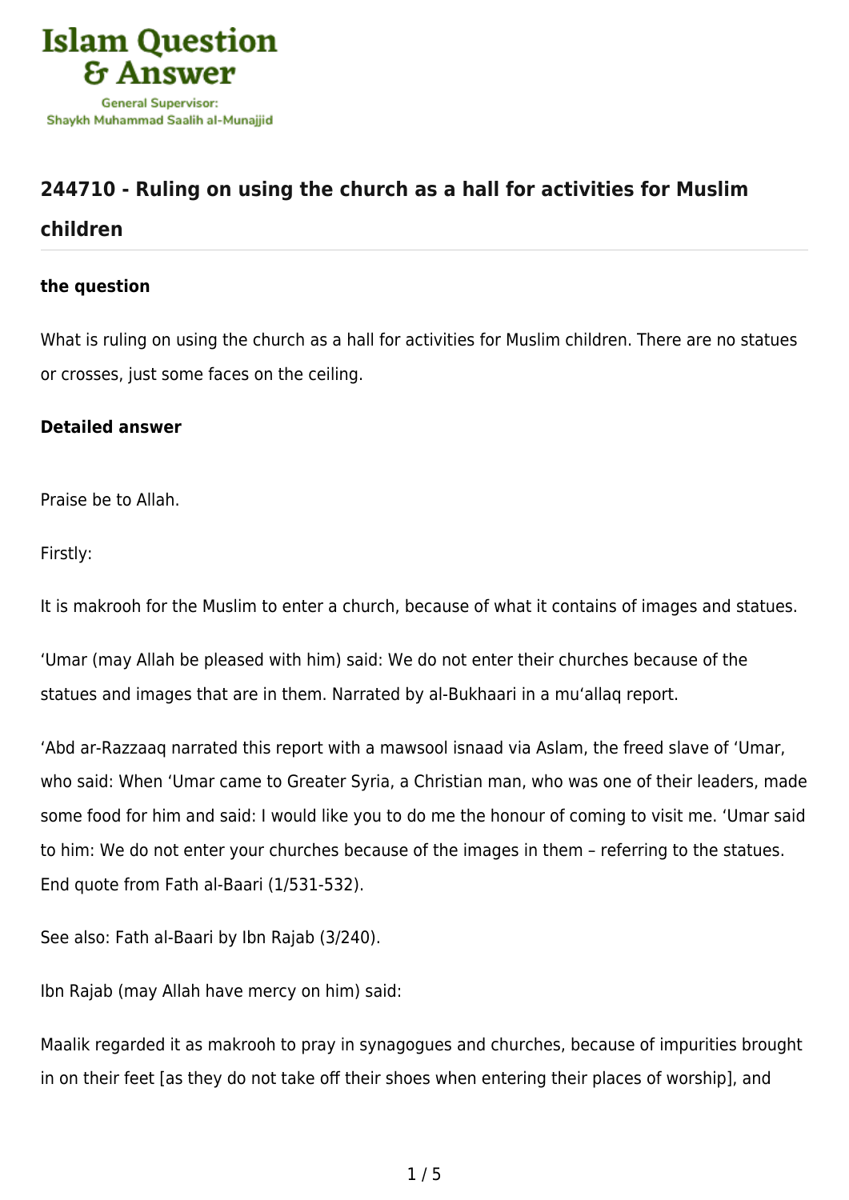## 244710 - Ruling on using the church as a hall for activities for Muslim children

**the question**

What is ruling on using the church as a hall for activities for Muslim children. There are no statues or crosses, just some faces on the ceiling.

**Detailed answer**

Praise be to Allah.

Firstly:

It is makrooh for the Muslim to enter a church, because of what it contains of images and statues.

‘Umar (may Allah be pleased with him) said: We do not enter their churches because of the statues and images that are in them. Narrated by al-Bukhaari in a mu‘allaq report.

‘Abd ar-Razzaaq narrated this report with a mawsool isnaad via Aslam, the freed slave of ‘Umar, who said: When ‘Umar came to Greater Syria, a Christian man, who was one of their leaders, made some food for him and said: I would like you to do me the honour of coming to visit me. ‘Umar said to him: We do not enter your churches because of the images in them – referring to the statues. End quote from Fath al-Baari (1/531-532).

See also: Fath al-Baari by Ibn Rajab (3/240).

Ibn Rajab (may Allah have mercy on him) said:

Maalik regarded it as makrooh to pray in synagogues and churches, because of impurities brought in on their feet [as they do not take off their shoes when entering their places of worship], and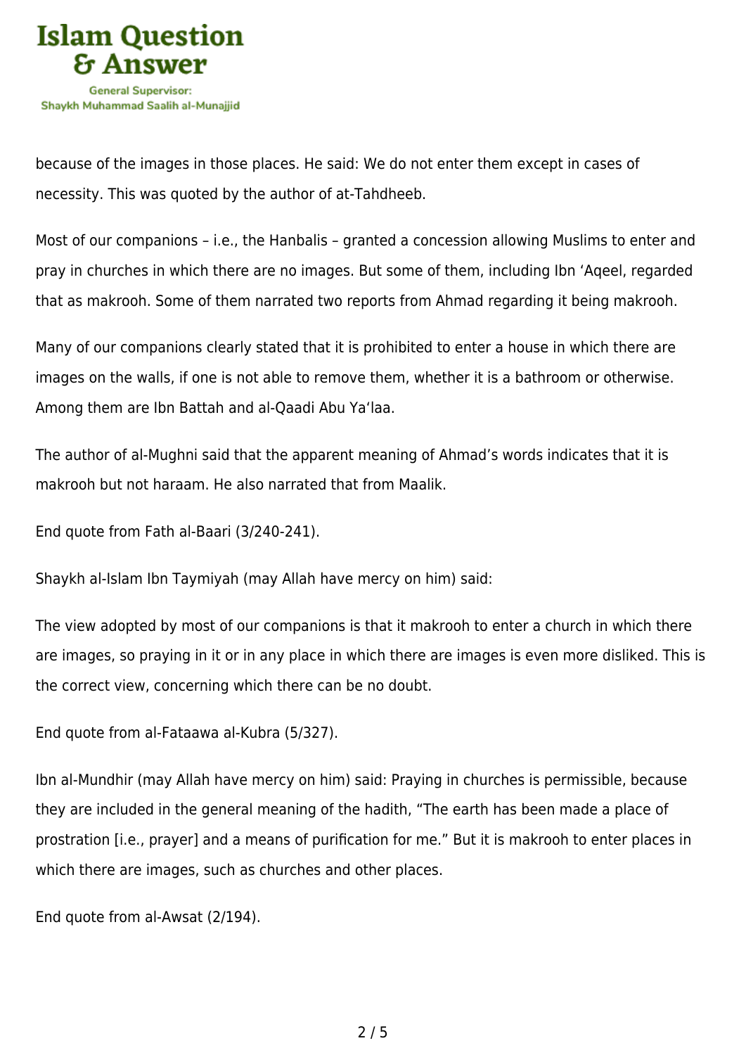because of the images in those places. He said: We do not enter them except in cases of necessity. This was quoted by the author of at-Tahdheeb.

Most of our companions – i.e., the Hanbalis – granted a concession allowing Muslims to enter and pray in churches in which there are no images. But some of them, including Ibn ‘Aqeel, regarded that as makrooh. Some of them narrated two reports from Ahmad regarding it being makrooh.

Many of our companions clearly stated that it is prohibited to enter a house in which there are images on the walls, if one is not able to remove them, whether it is a bathroom or otherwise. Among them are Ibn Battah and al-Qaadi Abu Ya‘laa.

The author of al-Mughni said that the apparent meaning of Ahmad’s words indicates that it is makrooh but not haraam. He also narrated that from Maalik.

End quote from Fath al-Baari (3/240-241).

Shaykh al-Islam Ibn Taymiyah (may Allah have mercy on him) said:

The view adopted by most of our companions is that it makrooh to enter a church in which there are images, so praying in it or in any place in which there are images is even more disliked. This is the correct view, concerning which there can be no doubt.

End quote from al-Fataawa al-Kubra (5/327).

Ibn al-Mundhir (may Allah have mercy on him) said: Praying in churches is permissible, because they are included in the general meaning of the hadith, “The earth has been made a place of prostration [i.e., prayer] and a means of purification for me.” But it is makrooh to enter places in which there are images, such as churches and other places.

End quote from al-Awsat (2/194).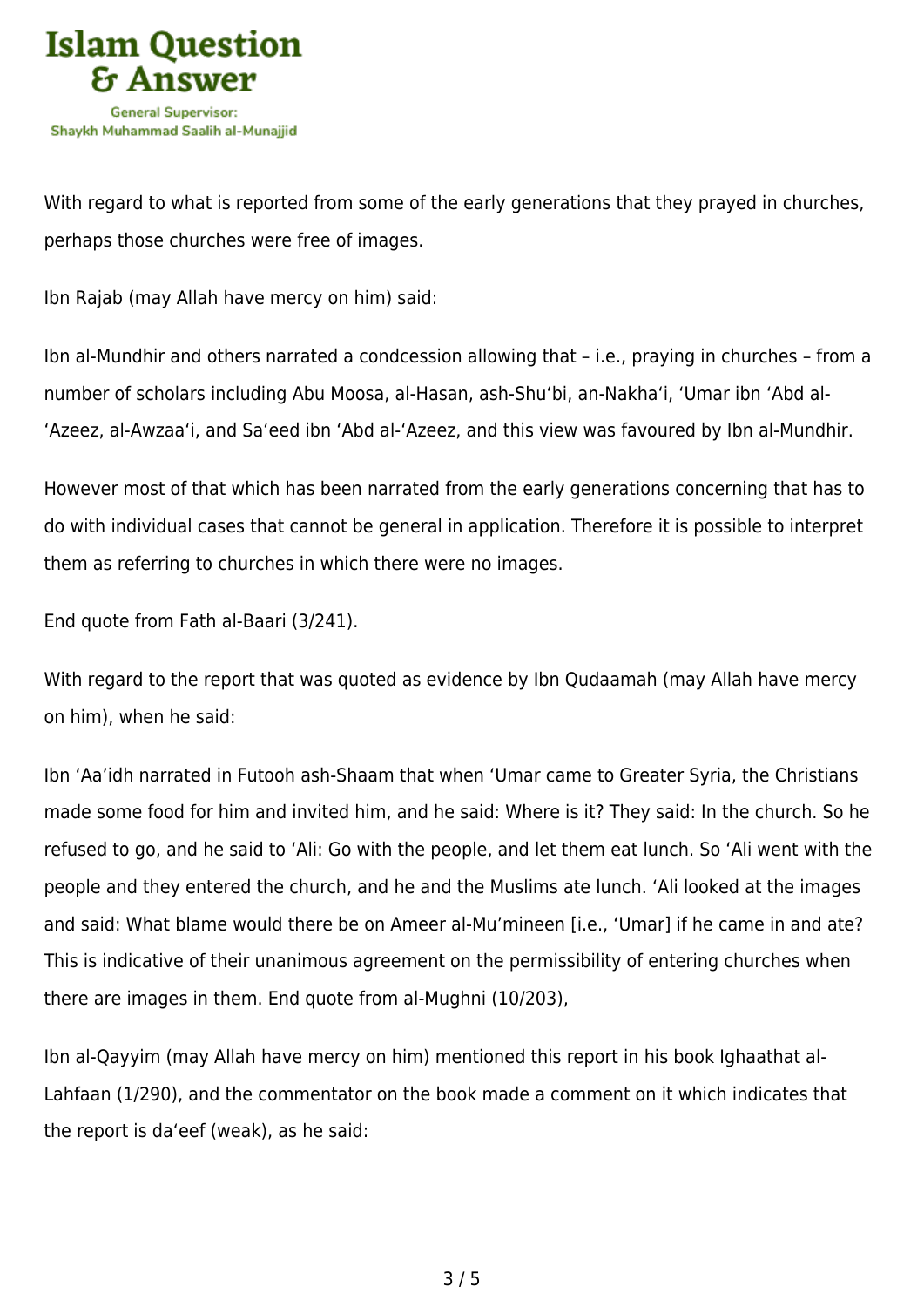With regard to what is reported from some of the early generations that they prayed in churches, perhaps those churches were free of images.

Ibn Rajab (may Allah have mercy on him) said:

Ibn al-Mundhir and others narrated a condcession allowing that – i.e., praying in churches – from a number of scholars including Abu Moosa, al-Hasan, ash-Shu'bi, an-Nakha'i, 'Umar ibn 'Abd al-'Azeez, al-Awzaa'i, and Sa'eed ibn 'Abd al-'Azeez, and this view was favoured by Ibn al-Mundhir.

However most of that which has been narrated from the early generations concerning that has to do with individual cases that cannot be general in application. Therefore it is possible to interpret them as referring to churches in which there were no images.

End quote from Fath al-Baari (3/241).

With regard to the report that was quoted as evidence by Ibn Qudaamah (may Allah have mercy on him), when he said:

Ibn 'Aa'idh narrated in Futooh ash-Shaam that when 'Umar came to Greater Syria, the Christians made some food for him and invited him, and he said: Where is it? They said: In the church. So he refused to go, and he said to 'Ali: Go with the people, and let them eat lunch. So 'Ali went with the people and they entered the church, and he and the Muslims ate lunch. 'Ali looked at the images and said: What blame would there be on Ameer al-Mu'mineen [i.e., 'Umar] if he came in and ate? This is indicative of their unanimous agreement on the permissibility of entering churches when there are images in them. End quote from al-Mughni (10/203),

Ibn al-Qayyim (may Allah have mercy on him) mentioned this report in his book Ighaathat al-Lahfaan (1/290), and the commentator on the book made a comment on it which indicates that the report is da'eef (weak), as he said: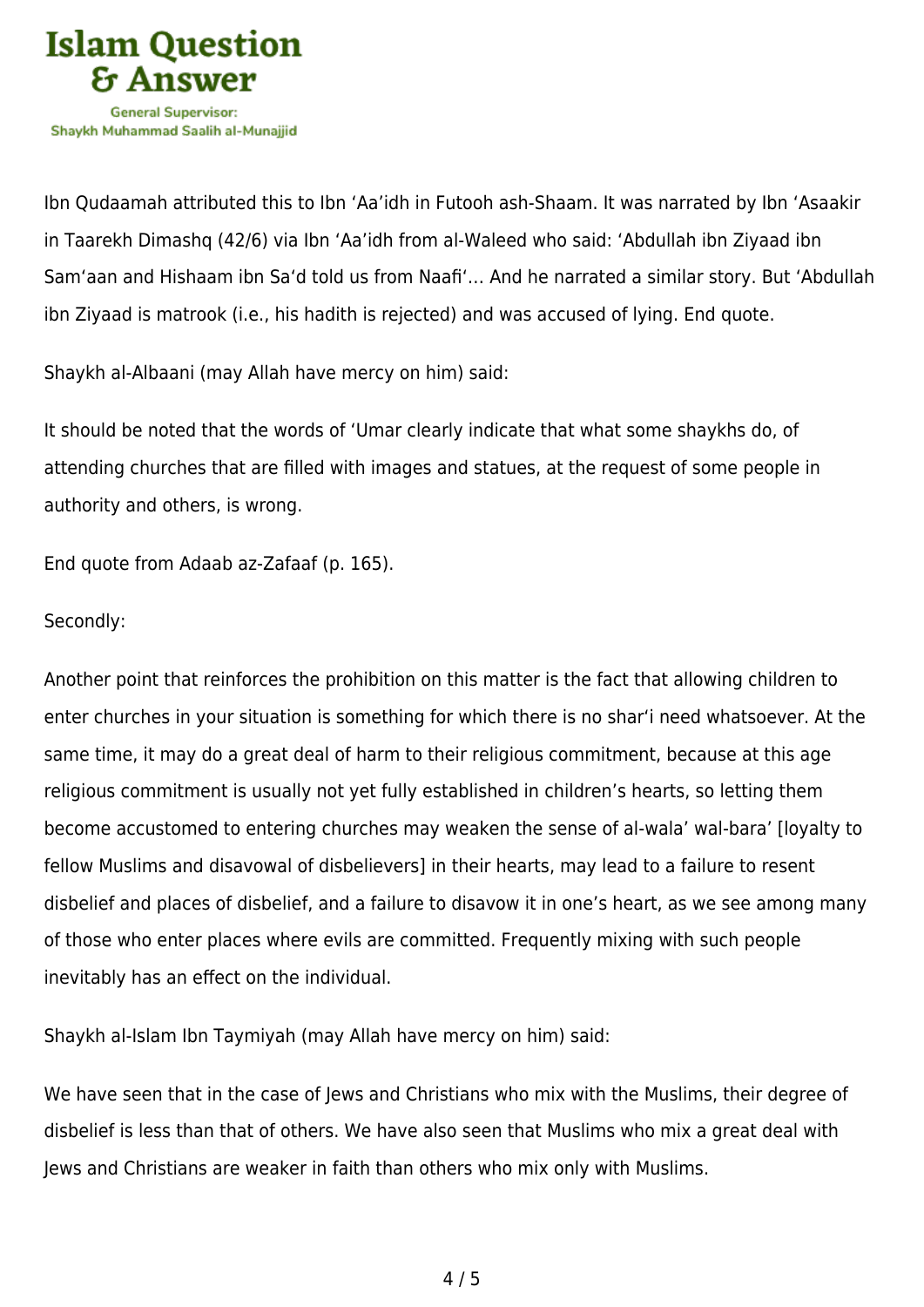Ibn Qudaamah attributed this to Ibn ‘Aa’idh in Futooh ash-Shaam. It was narrated by Ibn ‘Asaakir in Taarekh Dimashq (42/6) via Ibn ‘Aa’idh from al-Waleed who said: ‘Abdullah ibn Ziyaad ibn Sam‘aan and Hishaam ibn Sa‘d told us from Naafi‘… And he narrated a similar story. But ‘Abdullah ibn Ziyaad is matrook (i.e., his hadith is rejected) and was accused of lying. End quote.

Shaykh al-Albaani (may Allah have mercy on him) said:

It should be noted that the words of ‘Umar clearly indicate that what some shaykhs do, of attending churches that are filled with images and statues, at the request of some people in authority and others, is wrong.

End quote from Adaab az-Zafaaf (p. 165).

Secondly:

Another point that reinforces the prohibition on this matter is the fact that allowing children to enter churches in your situation is something for which there is no shar‘i need whatsoever. At the same time, it may do a great deal of harm to their religious commitment, because at this age religious commitment is usually not yet fully established in children’s hearts, so letting them become accustomed to entering churches may weaken the sense of al-wala’ wal-bara’ [loyalty to fellow Muslims and disavowal of disbelievers] in their hearts, may lead to a failure to resent disbelief and places of disbelief, and a failure to disavow it in one’s heart, as we see among many of those who enter places where evils are committed. Frequently mixing with such people inevitably has an effect on the individual.

Shaykh al-Islam Ibn Taymiyah (may Allah have mercy on him) said:

We have seen that in the case of Jews and Christians who mix with the Muslims, their degree of disbelief is less than that of others. We have also seen that Muslims who mix a great deal with Jews and Christians are weaker in faith than others who mix only with Muslims.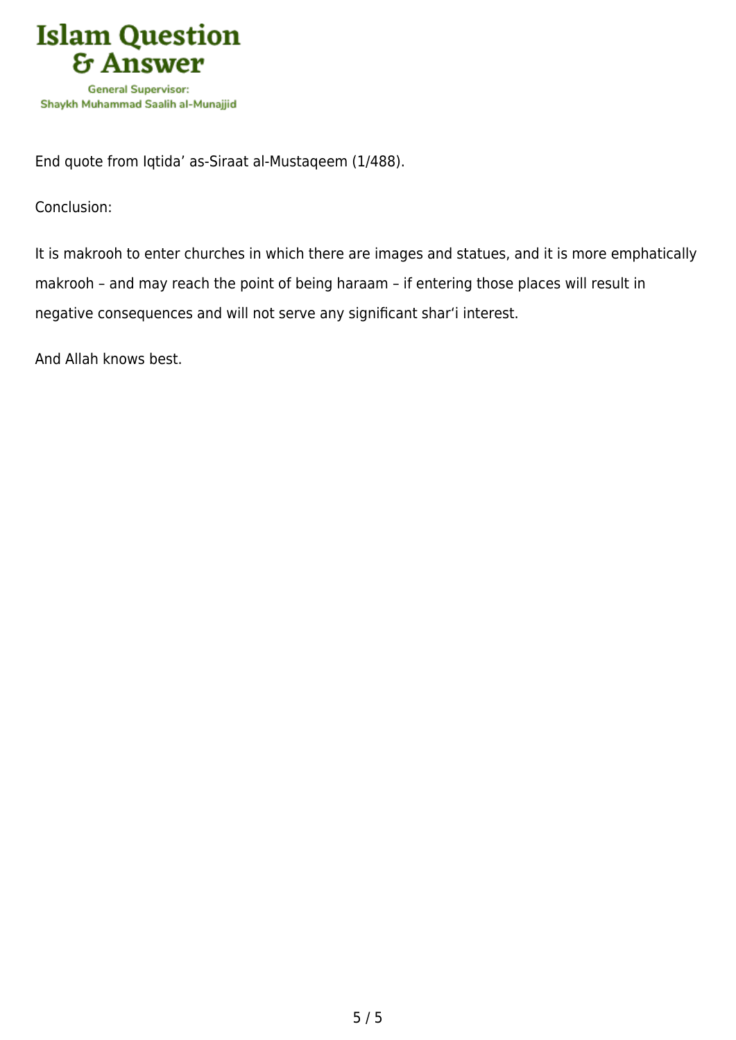End quote from Iqtida' as-Siraat al-Mustaqeem (1/488).

Conclusion:

It is makrooh to enter churches in which there are images and statues, and it is more emphatically makrooh – and may reach the point of being haraam – if entering those places will result in negative consequences and will not serve any significant shar'i interest.

And Allah knows best.